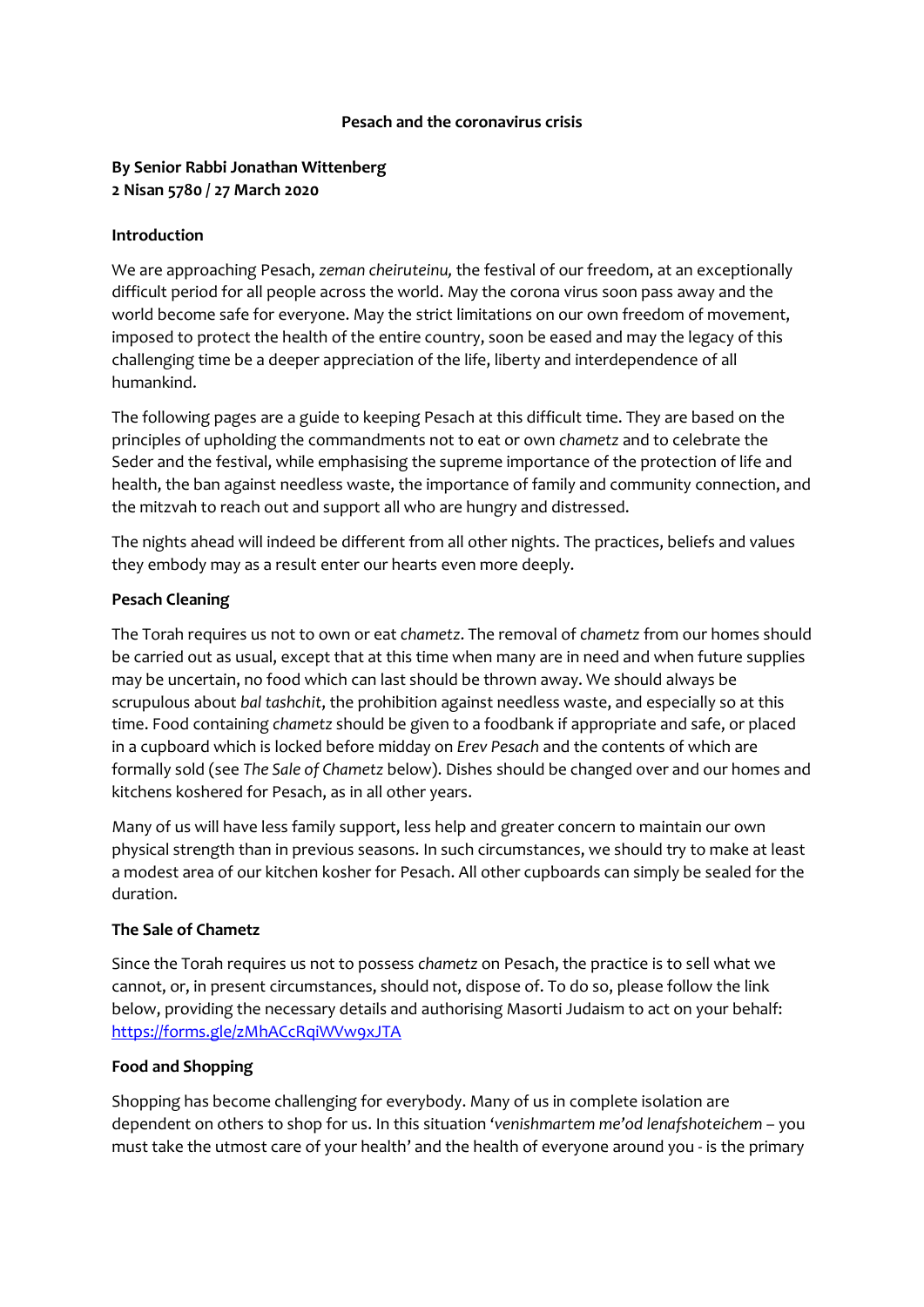# Pesach and the coronavirus crisis

**By Senior Rabbi Jonathan Wittenberg**
**2 Nisan 5780 / 27 March 2020**

## Introduction

We are approaching Pesach, *zeman cheiruteinu,* the festival of our freedom, at an exceptionally difficult period for all people across the world. May the corona virus soon pass away and the world become safe for everyone. May the strict limitations on our own freedom of movement, imposed to protect the health of the entire country, soon be eased and may the legacy of this challenging time be a deeper appreciation of the life, liberty and interdependence of all humankind.

The following pages are a guide to keeping Pesach at this difficult time. They are based on the principles of upholding the commandments not to eat or own *chametz* and to celebrate the Seder and the festival, while emphasising the supreme importance of the protection of life and health, the ban against needless waste, the importance of family and community connection, and the mitzvah to reach out and support all who are hungry and distressed.

The nights ahead will indeed be different from all other nights. The practices, beliefs and values they embody may as a result enter our hearts even more deeply.

## Pesach Cleaning

The Torah requires us not to own or eat *chametz*. The removal of *chametz* from our homes should be carried out as usual, except that at this time when many are in need and when future supplies may be uncertain, no food which can last should be thrown away. We should always be scrupulous about *bal tashchit*, the prohibition against needless waste, and especially so at this time. Food containing *chametz* should be given to a foodbank if appropriate and safe, or placed in a cupboard which is locked before midday on *Erev Pesach* and the contents of which are formally sold (see *The Sale of Chametz* below). Dishes should be changed over and our homes and kitchens koshered for Pesach, as in all other years.

Many of us will have less family support, less help and greater concern to maintain our own physical strength than in previous seasons. In such circumstances, we should try to make at least a modest area of our kitchen kosher for Pesach. All other cupboards can simply be sealed for the duration.

## The Sale of Chametz

Since the Torah requires us not to possess *chametz* on Pesach, the practice is to sell what we cannot, or, in present circumstances, should not, dispose of. To do so, please follow the link below, providing the necessary details and authorising Masorti Judaism to act on your behalf: [https://forms.gle/zMhACcRqiWVw9xJTA](https://forms.gle/zMhACcRqiWVw9xJTA)

## Food and Shopping

Shopping has become challenging for everybody. Many of us in complete isolation are dependent on others to shop for us. In this situation '*venishmartem me'od lenafshoteichem* – you must take the utmost care of your health' and the health of everyone around you - is the primary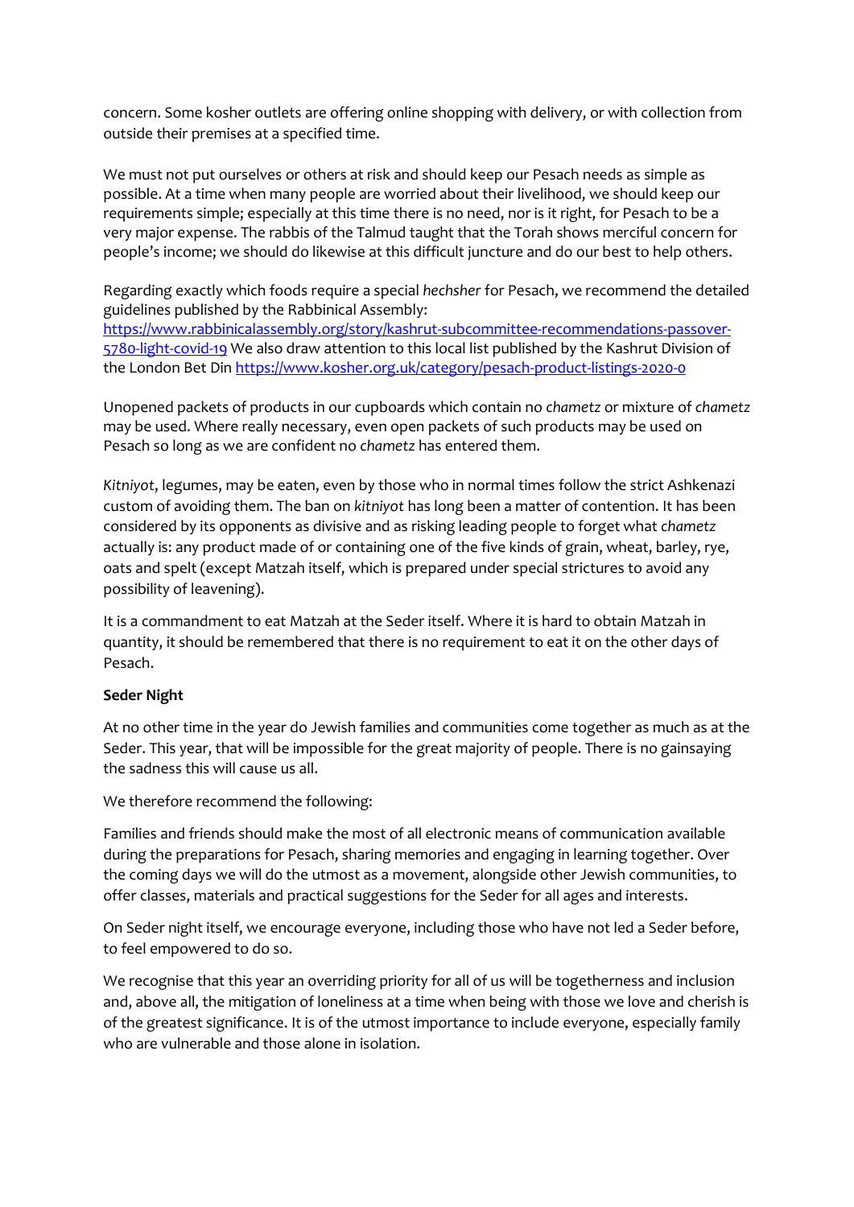concern. Some kosher outlets are offering online shopping with delivery, or with collection from outside their premises at a specified time.

We must not put ourselves or others at risk and should keep our Pesach needs as simple as possible. At a time when many people are worried about their livelihood, we should keep our requirements simple; especially at this time there is no need, nor is it right, for Pesach to be a very major expense. The rabbis of the Talmud taught that the Torah shows merciful concern for people's income; we should do likewise at this difficult juncture and do our best to help others.

Regarding exactly which foods require a special *hechsher* for Pesach, we recommend the detailed guidelines published by the Rabbinical Assembly: [https://www.rabbinicalassembly.org/story/kashrut-subcommittee-recommendations-passover-5780-light-covid-19](https://www.rabbinicalassembly.org/story/kashrut-subcommittee-recommendations-passover-5780-light-covid-19) We also draw attention to this local list published by the Kashrut Division of the London Bet Din [https://www.kosher.org.uk/category/pesach-product-listings-2020-0](https://www.kosher.org.uk/category/pesach-product-listings-2020-0)

Unopened packets of products in our cupboards which contain no *chametz* or mixture of *chametz* may be used. Where really necessary, even open packets of such products may be used on Pesach so long as we are confident no *chametz* has entered them.

*Kitniyot*, legumes, may be eaten, even by those who in normal times follow the strict Ashkenazi custom of avoiding them. The ban on *kitniyot* has long been a matter of contention. It has been considered by its opponents as divisive and as risking leading people to forget what *chametz* actually is: any product made of or containing one of the five kinds of grain, wheat, barley, rye, oats and spelt (except Matzah itself, which is prepared under special strictures to avoid any possibility of leavening).

It is a commandment to eat Matzah at the Seder itself. Where it is hard to obtain Matzah in quantity, it should be remembered that there is no requirement to eat it on the other days of Pesach.

**Seder Night**

At no other time in the year do Jewish families and communities come together as much as at the Seder. This year, that will be impossible for the great majority of people. There is no gainsaying the sadness this will cause us all.

We therefore recommend the following:

Families and friends should make the most of all electronic means of communication available during the preparations for Pesach, sharing memories and engaging in learning together. Over the coming days we will do the utmost as a movement, alongside other Jewish communities, to offer classes, materials and practical suggestions for the Seder for all ages and interests.

On Seder night itself, we encourage everyone, including those who have not led a Seder before, to feel empowered to do so.

We recognise that this year an overriding priority for all of us will be togetherness and inclusion and, above all, the mitigation of loneliness at a time when being with those we love and cherish is of the greatest significance. It is of the utmost importance to include everyone, especially family who are vulnerable and those alone in isolation.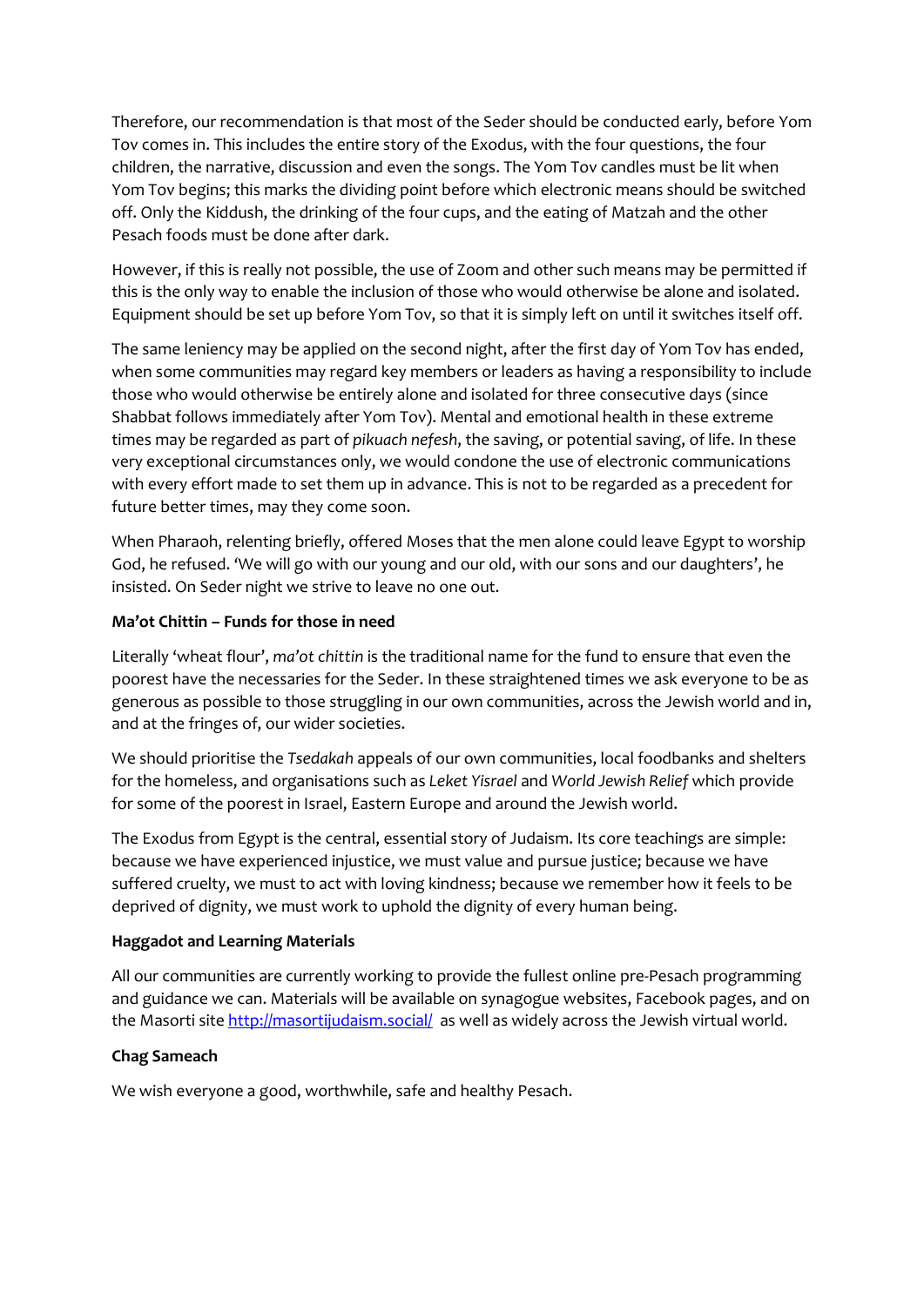Therefore, our recommendation is that most of the Seder should be conducted early, before Yom Tov comes in. This includes the entire story of the Exodus, with the four questions, the four children, the narrative, discussion and even the songs. The Yom Tov candles must be lit when Yom Tov begins; this marks the dividing point before which electronic means should be switched off. Only the Kiddush, the drinking of the four cups, and the eating of Matzah and the other Pesach foods must be done after dark.

However, if this is really not possible, the use of Zoom and other such means may be permitted if this is the only way to enable the inclusion of those who would otherwise be alone and isolated. Equipment should be set up before Yom Tov, so that it is simply left on until it switches itself off.

The same leniency may be applied on the second night, after the first day of Yom Tov has ended, when some communities may regard key members or leaders as having a responsibility to include those who would otherwise be entirely alone and isolated for three consecutive days (since Shabbat follows immediately after Yom Tov). Mental and emotional health in these extreme times may be regarded as part of *pikuach nefesh*, the saving, or potential saving, of life. In these very exceptional circumstances only, we would condone the use of electronic communications with every effort made to set them up in advance. This is not to be regarded as a precedent for future better times, may they come soon.

When Pharaoh, relenting briefly, offered Moses that the men alone could leave Egypt to worship God, he refused. 'We will go with our young and our old, with our sons and our daughters', he insisted. On Seder night we strive to leave no one out.

**Ma'ot Chittin – Funds for those in need**

Literally 'wheat flour', *ma'ot chittin* is the traditional name for the fund to ensure that even the poorest have the necessaries for the Seder. In these straightened times we ask everyone to be as generous as possible to those struggling in our own communities, across the Jewish world and in, and at the fringes of, our wider societies.

We should prioritise the *Tsedakah* appeals of our own communities, local foodbanks and shelters for the homeless, and organisations such as *Leket Yisrael* and *World Jewish Relief* which provide for some of the poorest in Israel, Eastern Europe and around the Jewish world.

The Exodus from Egypt is the central, essential story of Judaism. Its core teachings are simple: because we have experienced injustice, we must value and pursue justice; because we have suffered cruelty, we must to act with loving kindness; because we remember how it feels to be deprived of dignity, we must work to uphold the dignity of every human being.

**Haggadot and Learning Materials**

All our communities are currently working to provide the fullest online pre-Pesach programming and guidance we can. Materials will be available on synagogue websites, Facebook pages, and on the Masorti site [http://masortijudaism.social/](http://masortijudaism.social/) as well as widely across the Jewish virtual world.

**Chag Sameach**

We wish everyone a good, worthwhile, safe and healthy Pesach.